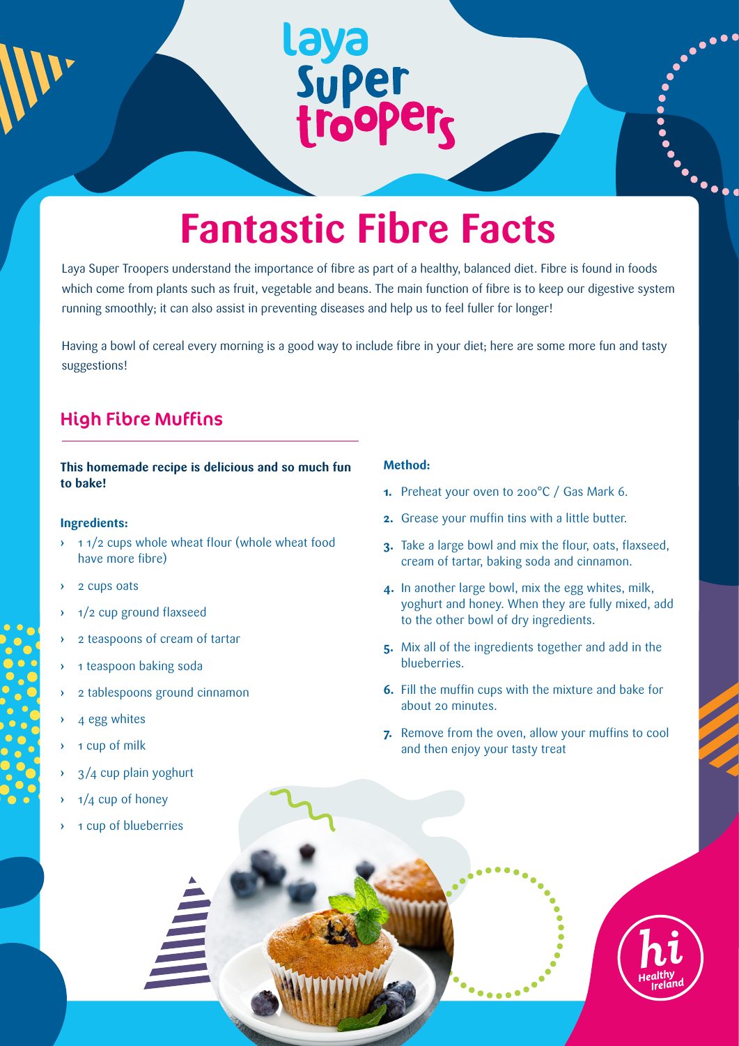# Fantastic Fibre Facts

Laya Super Troopers understand the importance of fibre as part of a healthy, balanced diet. Fibre is found in foods which come from plants such as fruit, vegetable and beans. The main function of fibre is to keep our digestive system running smoothly; it can also assist in preventing diseases and help us to feel fuller for longer!

Having a bowl of cereal every morning is a good way to include fibre in your diet; here are some more fun and tasty suggestions!

## High Fibre Muffins

**This homemade recipe is delicious and so much fun to bake!**

**Ingredients:**

- 1 1/2 cups whole wheat flour (whole wheat food have more fibre)
- 2 cups oats
- 1/2 cup ground flaxseed
- 2 teaspoons of cream of tartar
- 1 teaspoon baking soda
- 2 tablespoons ground cinnamon
- 4 egg whites
- 1 cup of milk
- 3/4 cup plain yoghurt
- 1/4 cup of honey
- 1 cup of blueberries

**Method:**

1. Preheat your oven to 200°C / Gas Mark 6.
2. Grease your muffin tins with a little butter.
3. Take a large bowl and mix the flour, oats, flaxseed, cream of tartar, baking soda and cinnamon.
4. In another large bowl, mix the egg whites, milk, yoghurt and honey. When they are fully mixed, add to the other bowl of dry ingredients.
5. Mix all of the ingredients together and add in the blueberries.
6. Fill the muffin cups with the mixture and bake for about 20 minutes.
7. Remove from the oven, allow your muffins to cool and then enjoy your tasty treat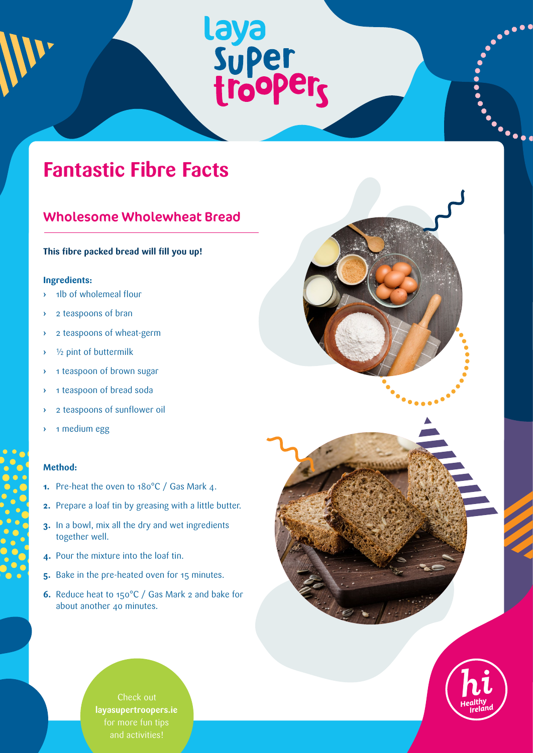# Fantastic Fibre Facts

## Wholesome Wholewheat Bread

**This fibre packed bread will fill you up!**

**Ingredients:**

- 1lb of wholemeal flour
- 2 teaspoons of bran
- 2 teaspoons of wheat-germ
- ½ pint of buttermilk
- 1 teaspoon of brown sugar
- 1 teaspoon of bread soda
- 2 teaspoons of sunflower oil
- 1 medium egg

**Method:**

1. Pre-heat the oven to 180°C / Gas Mark 4.
2. Prepare a loaf tin by greasing with a little butter.
3. In a bowl, mix all the dry and wet ingredients together well.
4. Pour the mixture into the loaf tin.
5. Bake in the pre-heated oven for 15 minutes.
6. Reduce heat to 150°C / Gas Mark 2 and bake for about another 40 minutes.

Check out **layasupertroopers.ie** for more fun tips and activities!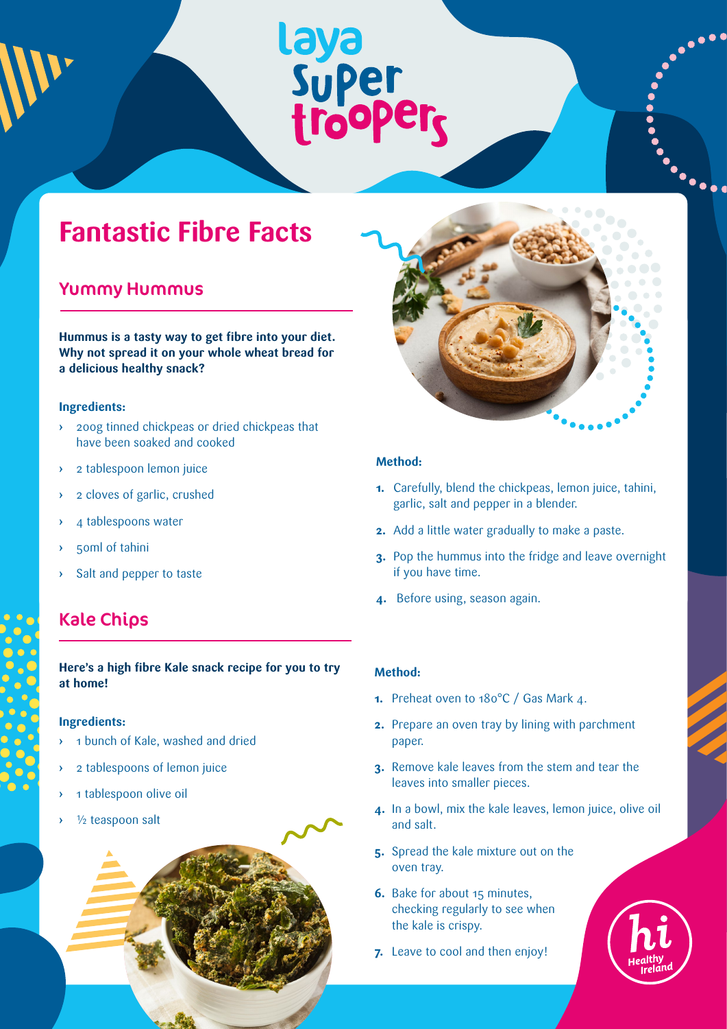laya Super troopers

# Fantastic Fibre Facts

## Yummy Hummus

**Hummus is a tasty way to get fibre into your diet. Why not spread it on your whole wheat bread for a delicious healthy snack?**

**Ingredients:**

- 200g tinned chickpeas or dried chickpeas that have been soaked and cooked
- 2 tablespoon lemon juice
- 2 cloves of garlic, crushed
- 4 tablespoons water
- 50ml of tahini
- Salt and pepper to taste

**Method:**

1. Carefully, blend the chickpeas, lemon juice, tahini, garlic, salt and pepper in a blender.
2. Add a little water gradually to make a paste.
3. Pop the hummus into the fridge and leave overnight if you have time.
4. Before using, season again.

## Kale Chips

**Here's a high fibre Kale snack recipe for you to try at home!**

**Ingredients:**

- 1 bunch of Kale, washed and dried
- 2 tablespoons of lemon juice
- 1 tablespoon olive oil
- ½ teaspoon salt

**Method:**

1. Preheat oven to 180°C / Gas Mark 4.
2. Prepare an oven tray by lining with parchment paper.
3. Remove kale leaves from the stem and tear the leaves into smaller pieces.
4. In a bowl, mix the kale leaves, lemon juice, olive oil and salt.
5. Spread the kale mixture out on the oven tray.
6. Bake for about 15 minutes, checking regularly to see when the kale is crispy.
7. Leave to cool and then enjoy!

hi Healthy Ireland